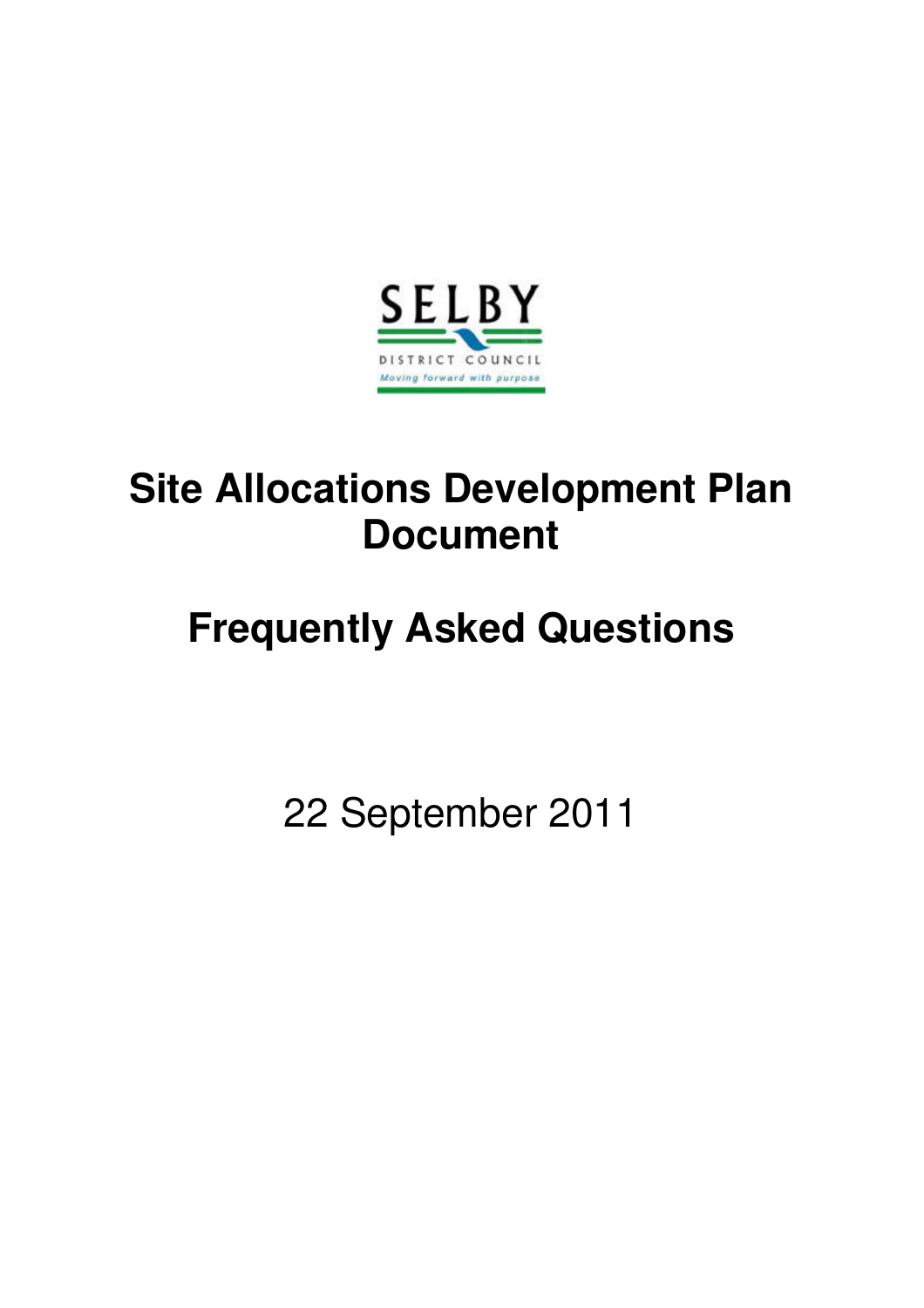SELBY

DISTRICT COUNCIL

*Moving forward with purpose*

# Site Allocations Development Plan Document

# Frequently Asked Questions

22 September 2011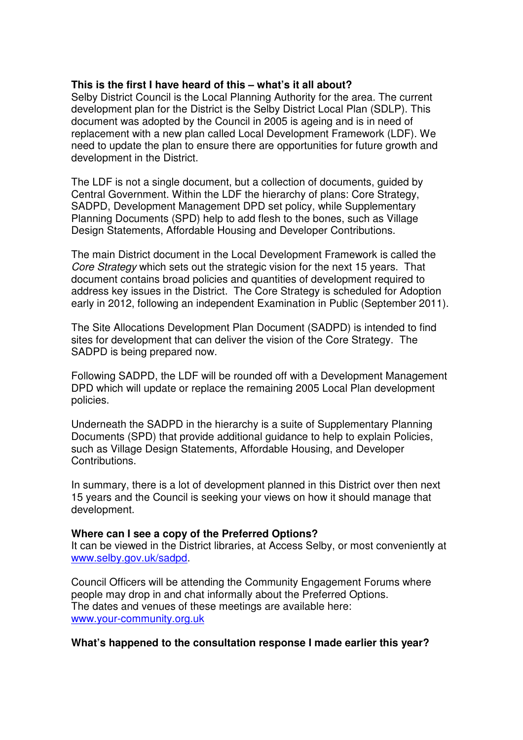**This is the first I have heard of this – what's it all about?**
Selby District Council is the Local Planning Authority for the area. The current development plan for the District is the Selby District Local Plan (SDLP). This document was adopted by the Council in 2005 is ageing and is in need of replacement with a new plan called Local Development Framework (LDF). We need to update the plan to ensure there are opportunities for future growth and development in the District.

The LDF is not a single document, but a collection of documents, guided by Central Government. Within the LDF the hierarchy of plans: Core Strategy, SADPD, Development Management DPD set policy, while Supplementary Planning Documents (SPD) help to add flesh to the bones, such as Village Design Statements, Affordable Housing and Developer Contributions.

The main District document in the Local Development Framework is called the *Core Strategy* which sets out the strategic vision for the next 15 years. That document contains broad policies and quantities of development required to address key issues in the District. The Core Strategy is scheduled for Adoption early in 2012, following an independent Examination in Public (September 2011).

The Site Allocations Development Plan Document (SADPD) is intended to find sites for development that can deliver the vision of the Core Strategy. The SADPD is being prepared now.

Following SADPD, the LDF will be rounded off with a Development Management DPD which will update or replace the remaining 2005 Local Plan development policies.

Underneath the SADPD in the hierarchy is a suite of Supplementary Planning Documents (SPD) that provide additional guidance to help to explain Policies, such as Village Design Statements, Affordable Housing, and Developer Contributions.

In summary, there is a lot of development planned in this District over then next 15 years and the Council is seeking your views on how it should manage that development.

**Where can I see a copy of the Preferred Options?**
It can be viewed in the District libraries, at Access Selby, or most conveniently at www.selby.gov.uk/sadpd.

Council Officers will be attending the Community Engagement Forums where people may drop in and chat informally about the Preferred Options.
The dates and venues of these meetings are available here:
www.your-community.org.uk

**What's happened to the consultation response I made earlier this year?**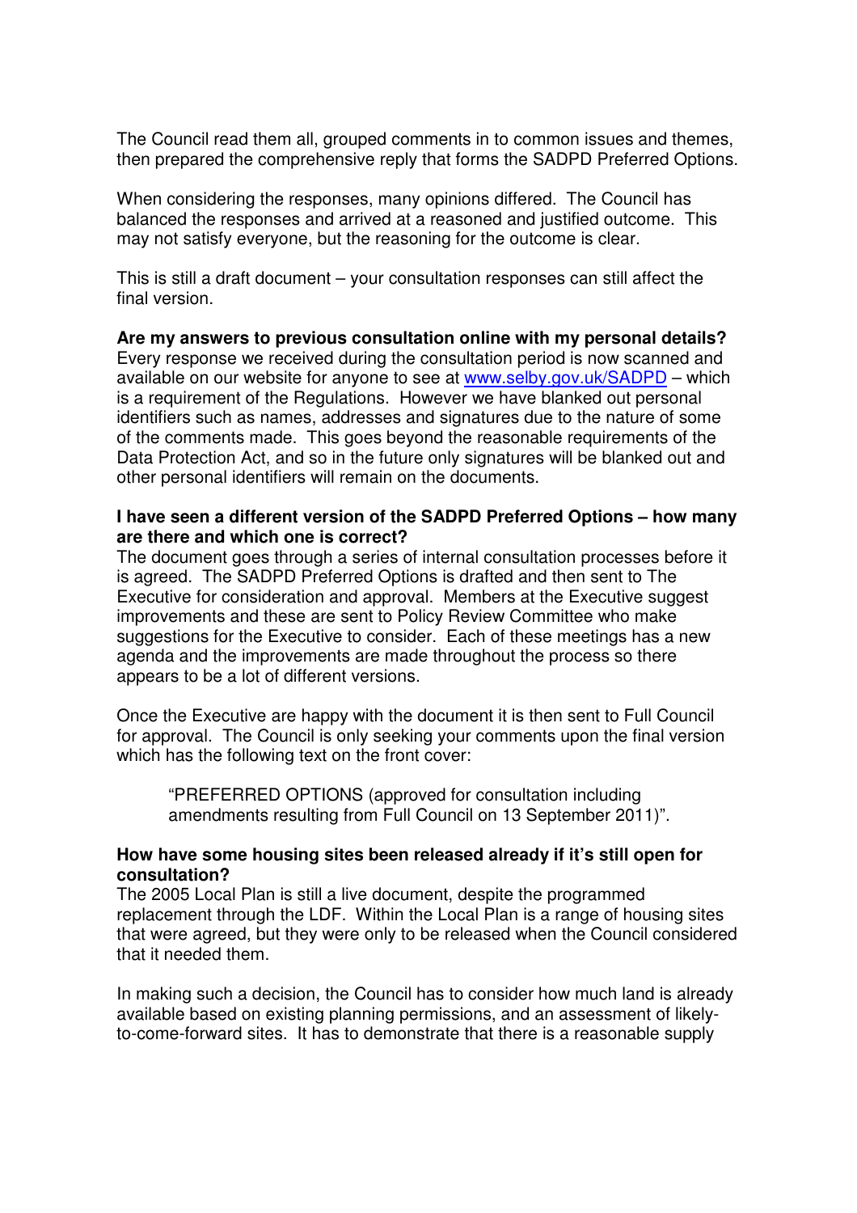The Council read them all, grouped comments in to common issues and themes, then prepared the comprehensive reply that forms the SADPD Preferred Options.

When considering the responses, many opinions differed. The Council has balanced the responses and arrived at a reasoned and justified outcome. This may not satisfy everyone, but the reasoning for the outcome is clear.

This is still a draft document – your consultation responses can still affect the final version.

**Are my answers to previous consultation online with my personal details?**
Every response we received during the consultation period is now scanned and available on our website for anyone to see at www.selby.gov.uk/SADPD – which is a requirement of the Regulations. However we have blanked out personal identifiers such as names, addresses and signatures due to the nature of some of the comments made. This goes beyond the reasonable requirements of the Data Protection Act, and so in the future only signatures will be blanked out and other personal identifiers will remain on the documents.

**I have seen a different version of the SADPD Preferred Options – how many are there and which one is correct?**
The document goes through a series of internal consultation processes before it is agreed. The SADPD Preferred Options is drafted and then sent to The Executive for consideration and approval. Members at the Executive suggest improvements and these are sent to Policy Review Committee who make suggestions for the Executive to consider. Each of these meetings has a new agenda and the improvements are made throughout the process so there appears to be a lot of different versions.

Once the Executive are happy with the document it is then sent to Full Council for approval. The Council is only seeking your comments upon the final version which has the following text on the front cover:

> "PREFERRED OPTIONS (approved for consultation including amendments resulting from Full Council on 13 September 2011)".

**How have some housing sites been released already if it's still open for consultation?**
The 2005 Local Plan is still a live document, despite the programmed replacement through the LDF. Within the Local Plan is a range of housing sites that were agreed, but they were only to be released when the Council considered that it needed them.

In making such a decision, the Council has to consider how much land is already available based on existing planning permissions, and an assessment of likely-to-come-forward sites. It has to demonstrate that there is a reasonable supply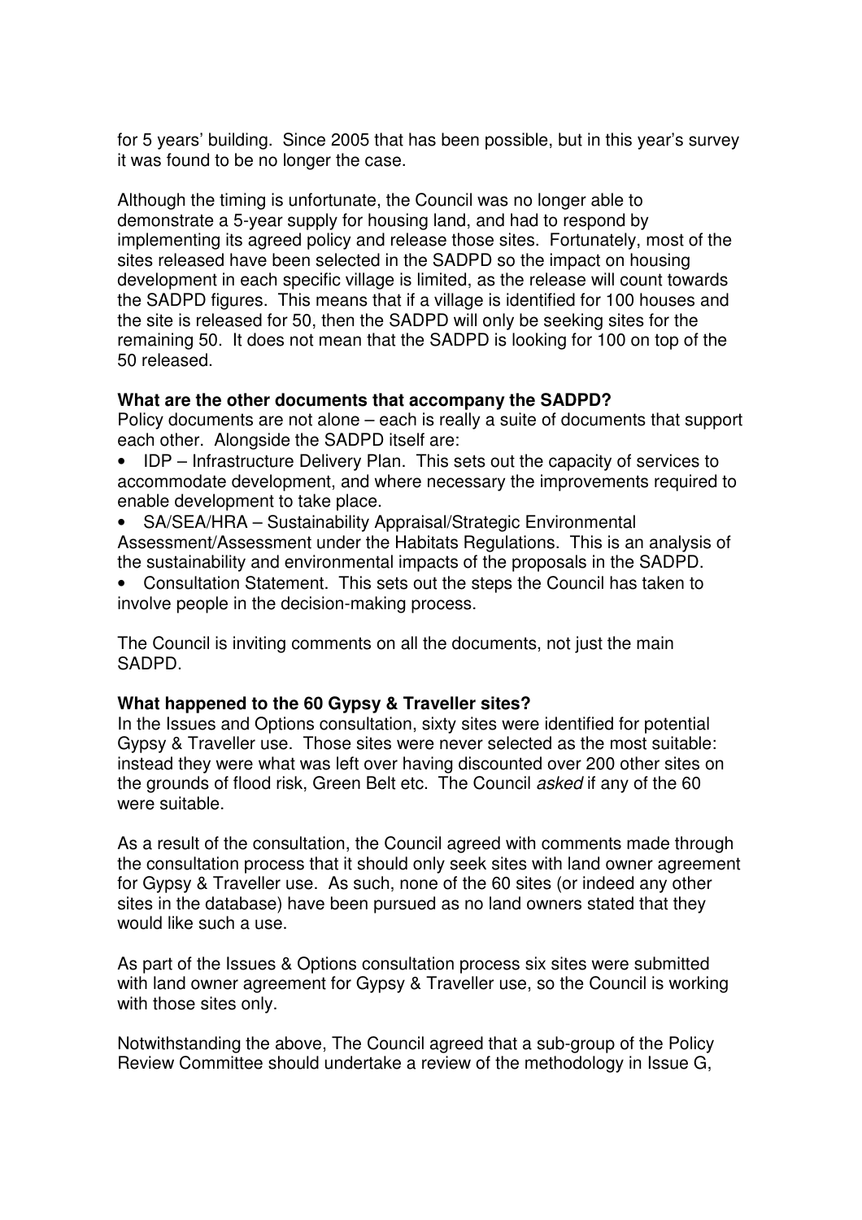for 5 years' building. Since 2005 that has been possible, but in this year's survey it was found to be no longer the case.

Although the timing is unfortunate, the Council was no longer able to demonstrate a 5-year supply for housing land, and had to respond by implementing its agreed policy and release those sites. Fortunately, most of the sites released have been selected in the SADPD so the impact on housing development in each specific village is limited, as the release will count towards the SADPD figures. This means that if a village is identified for 100 houses and the site is released for 50, then the SADPD will only be seeking sites for the remaining 50. It does not mean that the SADPD is looking for 100 on top of the 50 released.

**What are the other documents that accompany the SADPD?**

Policy documents are not alone – each is really a suite of documents that support each other. Alongside the SADPD itself are:

- IDP – Infrastructure Delivery Plan. This sets out the capacity of services to accommodate development, and where necessary the improvements required to enable development to take place.
- SA/SEA/HRA – Sustainability Appraisal/Strategic Environmental Assessment/Assessment under the Habitats Regulations. This is an analysis of the sustainability and environmental impacts of the proposals in the SADPD.
- Consultation Statement. This sets out the steps the Council has taken to involve people in the decision-making process.

The Council is inviting comments on all the documents, not just the main SADPD.

**What happened to the 60 Gypsy & Traveller sites?**

In the Issues and Options consultation, sixty sites were identified for potential Gypsy & Traveller use. Those sites were never selected as the most suitable: instead they were what was left over having discounted over 200 other sites on the grounds of flood risk, Green Belt etc. The Council *asked* if any of the 60 were suitable.

As a result of the consultation, the Council agreed with comments made through the consultation process that it should only seek sites with land owner agreement for Gypsy & Traveller use. As such, none of the 60 sites (or indeed any other sites in the database) have been pursued as no land owners stated that they would like such a use.

As part of the Issues & Options consultation process six sites were submitted with land owner agreement for Gypsy & Traveller use, so the Council is working with those sites only.

Notwithstanding the above, The Council agreed that a sub-group of the Policy Review Committee should undertake a review of the methodology in Issue G,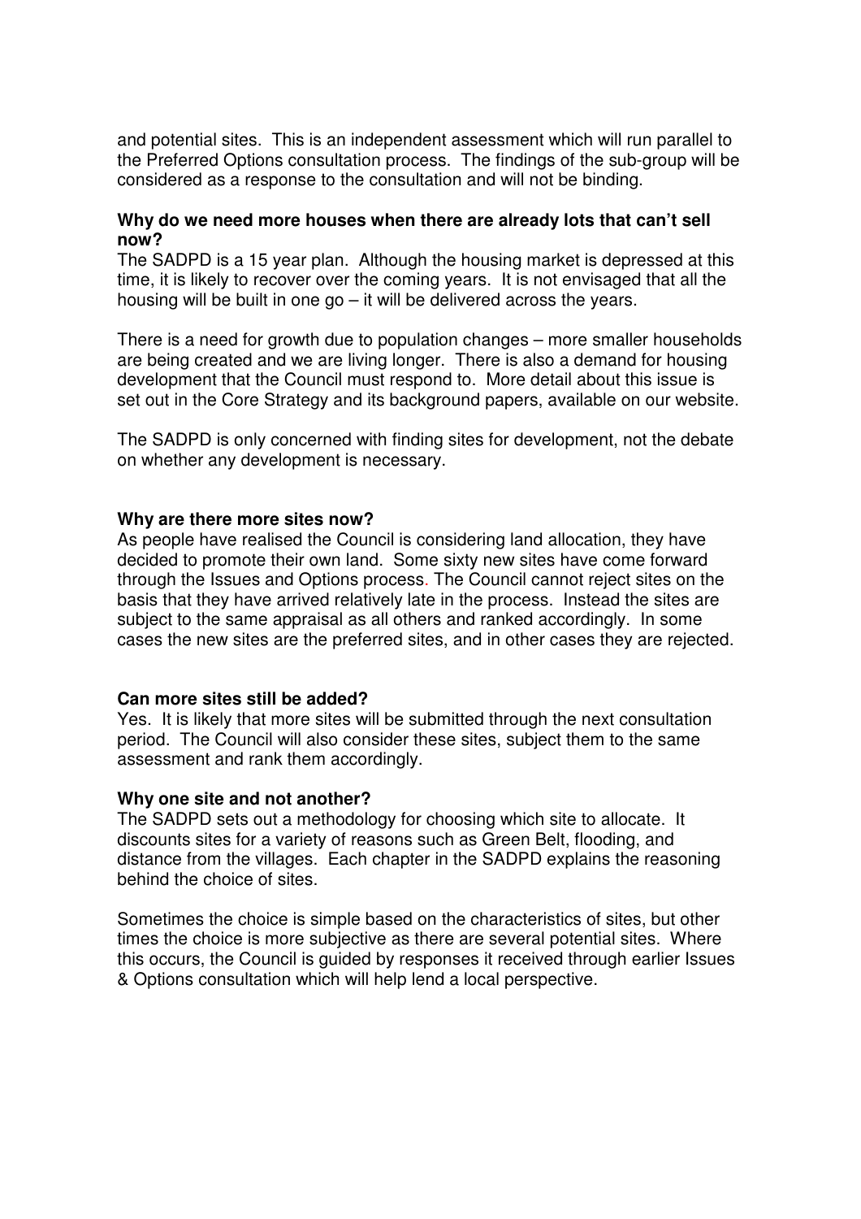and potential sites. This is an independent assessment which will run parallel to the Preferred Options consultation process. The findings of the sub-group will be considered as a response to the consultation and will not be binding.

**Why do we need more houses when there are already lots that can't sell now?**

The SADPD is a 15 year plan. Although the housing market is depressed at this time, it is likely to recover over the coming years. It is not envisaged that all the housing will be built in one go – it will be delivered across the years.

There is a need for growth due to population changes – more smaller households are being created and we are living longer. There is also a demand for housing development that the Council must respond to. More detail about this issue is set out in the Core Strategy and its background papers, available on our website.

The SADPD is only concerned with finding sites for development, not the debate on whether any development is necessary.

**Why are there more sites now?**

As people have realised the Council is considering land allocation, they have decided to promote their own land. Some sixty new sites have come forward through the Issues and Options process. The Council cannot reject sites on the basis that they have arrived relatively late in the process. Instead the sites are subject to the same appraisal as all others and ranked accordingly. In some cases the new sites are the preferred sites, and in other cases they are rejected.

**Can more sites still be added?**

Yes. It is likely that more sites will be submitted through the next consultation period. The Council will also consider these sites, subject them to the same assessment and rank them accordingly.

**Why one site and not another?**

The SADPD sets out a methodology for choosing which site to allocate. It discounts sites for a variety of reasons such as Green Belt, flooding, and distance from the villages. Each chapter in the SADPD explains the reasoning behind the choice of sites.

Sometimes the choice is simple based on the characteristics of sites, but other times the choice is more subjective as there are several potential sites. Where this occurs, the Council is guided by responses it received through earlier Issues & Options consultation which will help lend a local perspective.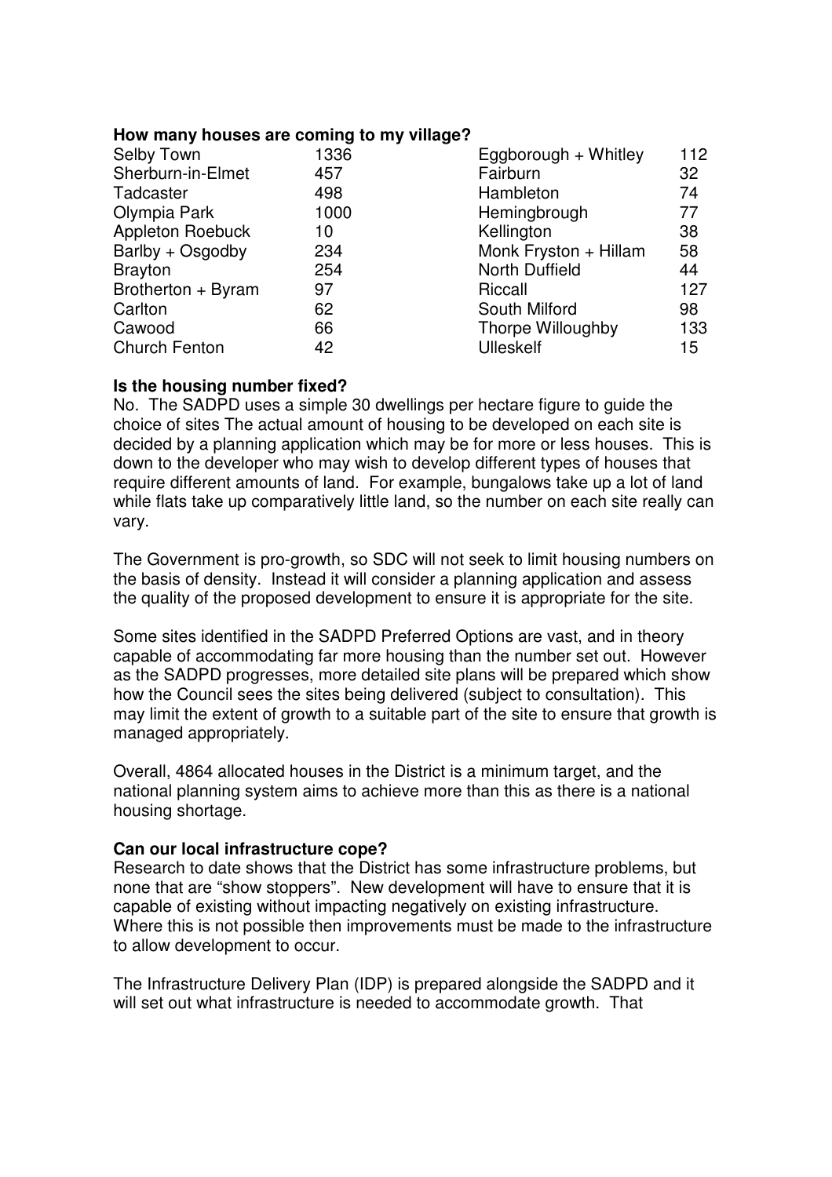**How many houses are coming to my village?**

| | | | |
|---|---|---|---|
| Selby Town | 1336 | Eggborough + Whitley | 112 |
| Sherburn-in-Elmet | 457 | Fairburn | 32 |
| Tadcaster | 498 | Hambleton | 74 |
| Olympia Park | 1000 | Hemingbrough | 77 |
| Appleton Roebuck | 10 | Kellington | 38 |
| Barlby + Osgodby | 234 | Monk Fryston + Hillam | 58 |
| Brayton | 254 | North Duffield | 44 |
| Brotherton + Byram | 97 | Riccall | 127 |
| Carlton | 62 | South Milford | 98 |
| Cawood | 66 | Thorpe Willoughby | 133 |
| Church Fenton | 42 | Ulleskelf | 15 |

**Is the housing number fixed?**

No. The SADPD uses a simple 30 dwellings per hectare figure to guide the choice of sites The actual amount of housing to be developed on each site is decided by a planning application which may be for more or less houses. This is down to the developer who may wish to develop different types of houses that require different amounts of land. For example, bungalows take up a lot of land while flats take up comparatively little land, so the number on each site really can vary.

The Government is pro-growth, so SDC will not seek to limit housing numbers on the basis of density. Instead it will consider a planning application and assess the quality of the proposed development to ensure it is appropriate for the site.

Some sites identified in the SADPD Preferred Options are vast, and in theory capable of accommodating far more housing than the number set out. However as the SADPD progresses, more detailed site plans will be prepared which show how the Council sees the sites being delivered (subject to consultation). This may limit the extent of growth to a suitable part of the site to ensure that growth is managed appropriately.

Overall, 4864 allocated houses in the District is a minimum target, and the national planning system aims to achieve more than this as there is a national housing shortage.

**Can our local infrastructure cope?**

Research to date shows that the District has some infrastructure problems, but none that are "show stoppers". New development will have to ensure that it is capable of existing without impacting negatively on existing infrastructure. Where this is not possible then improvements must be made to the infrastructure to allow development to occur.

The Infrastructure Delivery Plan (IDP) is prepared alongside the SADPD and it will set out what infrastructure is needed to accommodate growth. That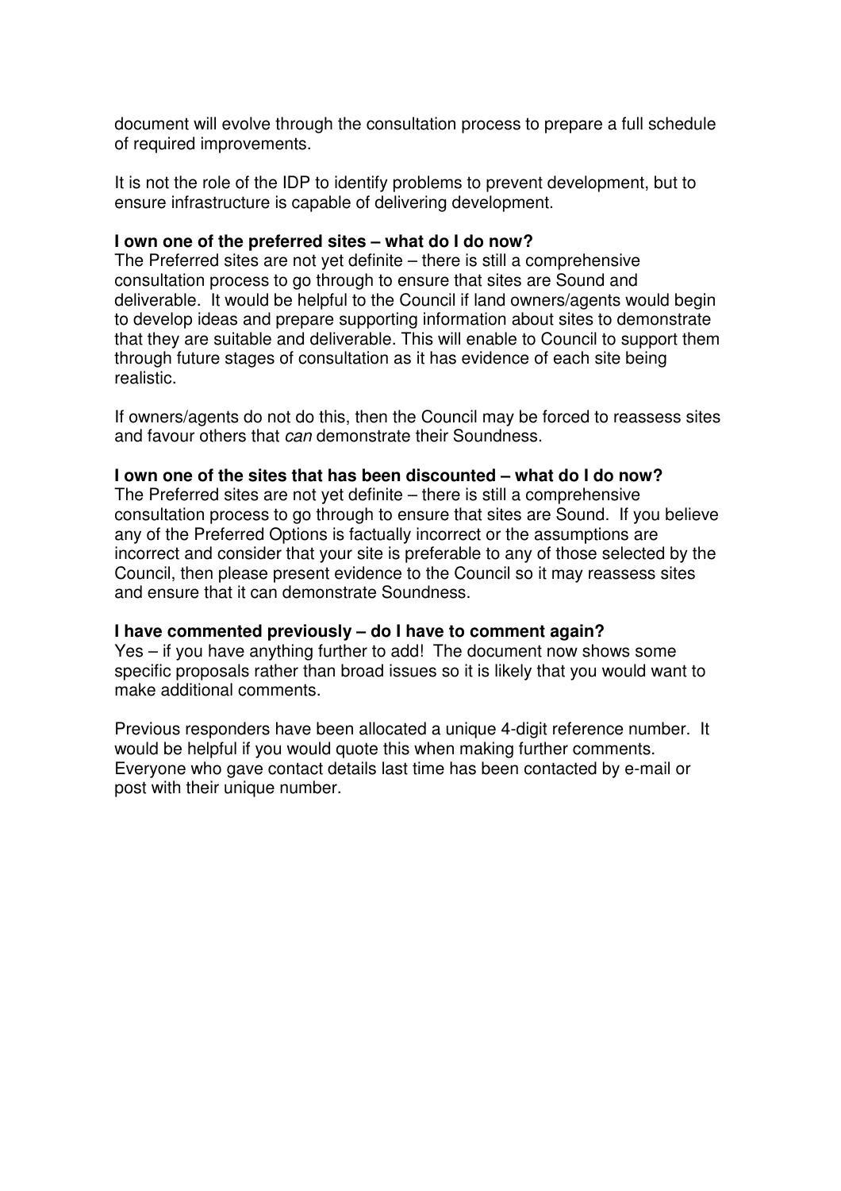document will evolve through the consultation process to prepare a full schedule of required improvements.

It is not the role of the IDP to identify problems to prevent development, but to ensure infrastructure is capable of delivering development.

**I own one of the preferred sites – what do I do now?**

The Preferred sites are not yet definite – there is still a comprehensive consultation process to go through to ensure that sites are Sound and deliverable. It would be helpful to the Council if land owners/agents would begin to develop ideas and prepare supporting information about sites to demonstrate that they are suitable and deliverable. This will enable to Council to support them through future stages of consultation as it has evidence of each site being realistic.

If owners/agents do not do this, then the Council may be forced to reassess sites and favour others that *can* demonstrate their Soundness.

**I own one of the sites that has been discounted – what do I do now?**

The Preferred sites are not yet definite – there is still a comprehensive consultation process to go through to ensure that sites are Sound. If you believe any of the Preferred Options is factually incorrect or the assumptions are incorrect and consider that your site is preferable to any of those selected by the Council, then please present evidence to the Council so it may reassess sites and ensure that it can demonstrate Soundness.

**I have commented previously – do I have to comment again?**

Yes – if you have anything further to add! The document now shows some specific proposals rather than broad issues so it is likely that you would want to make additional comments.

Previous responders have been allocated a unique 4-digit reference number. It would be helpful if you would quote this when making further comments. Everyone who gave contact details last time has been contacted by e-mail or post with their unique number.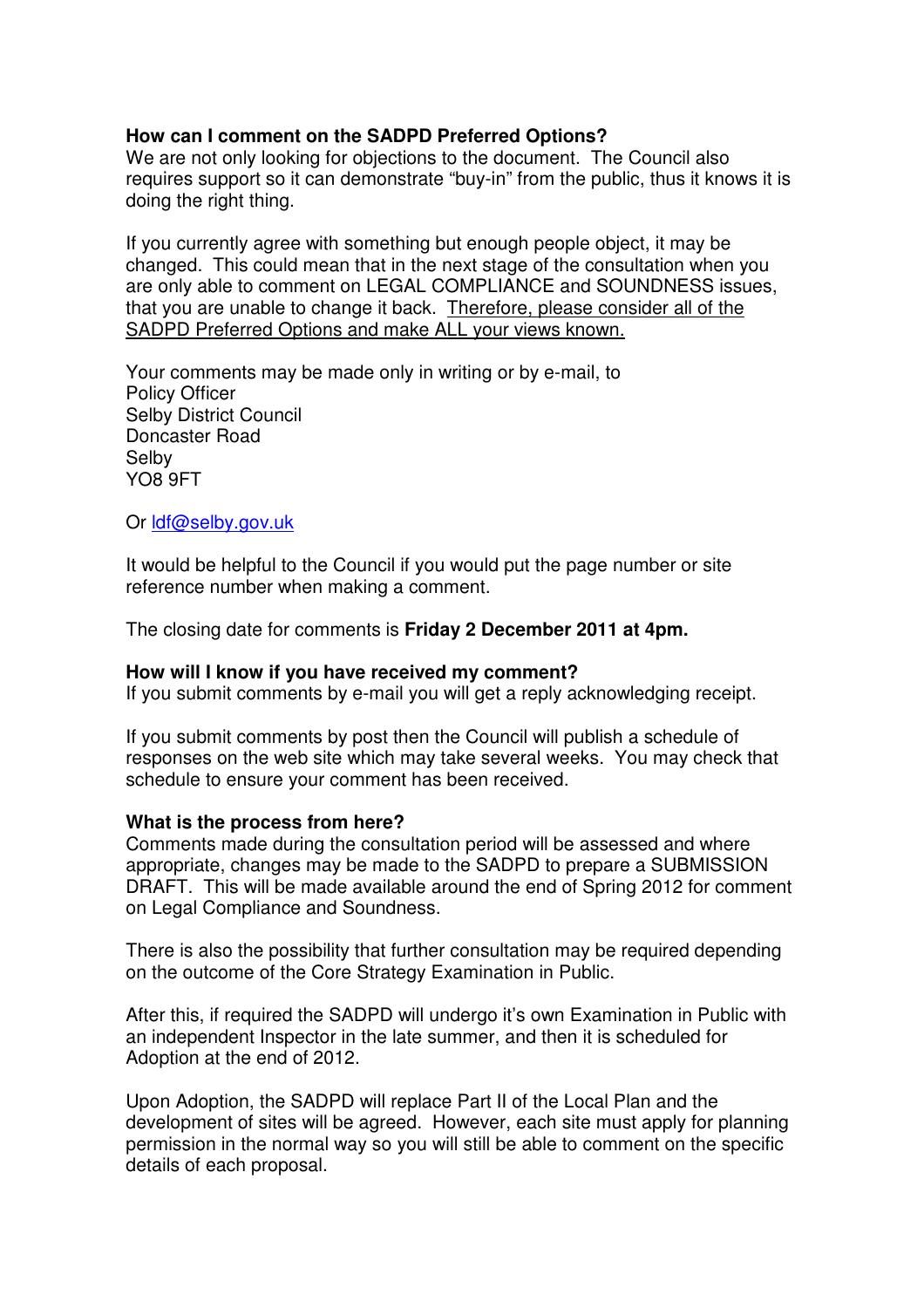**How can I comment on the SADPD Preferred Options?**
We are not only looking for objections to the document. The Council also requires support so it can demonstrate "buy-in" from the public, thus it knows it is doing the right thing.

If you currently agree with something but enough people object, it may be changed. This could mean that in the next stage of the consultation when you are only able to comment on LEGAL COMPLIANCE and SOUNDNESS issues, that you are unable to change it back. <u>Therefore, please consider all of the SADPD Preferred Options and make ALL your views known.</u>

Your comments may be made only in writing or by e-mail, to
Policy Officer
Selby District Council
Doncaster Road
Selby
YO8 9FT

Or ldf@selby.gov.uk

It would be helpful to the Council if you would put the page number or site reference number when making a comment.

The closing date for comments is **Friday 2 December 2011 at 4pm.**

**How will I know if you have received my comment?**
If you submit comments by e-mail you will get a reply acknowledging receipt.

If you submit comments by post then the Council will publish a schedule of responses on the web site which may take several weeks. You may check that schedule to ensure your comment has been received.

**What is the process from here?**
Comments made during the consultation period will be assessed and where appropriate, changes may be made to the SADPD to prepare a SUBMISSION DRAFT. This will be made available around the end of Spring 2012 for comment on Legal Compliance and Soundness.

There is also the possibility that further consultation may be required depending on the outcome of the Core Strategy Examination in Public.

After this, if required the SADPD will undergo it's own Examination in Public with an independent Inspector in the late summer, and then it is scheduled for Adoption at the end of 2012.

Upon Adoption, the SADPD will replace Part II of the Local Plan and the development of sites will be agreed. However, each site must apply for planning permission in the normal way so you will still be able to comment on the specific details of each proposal.